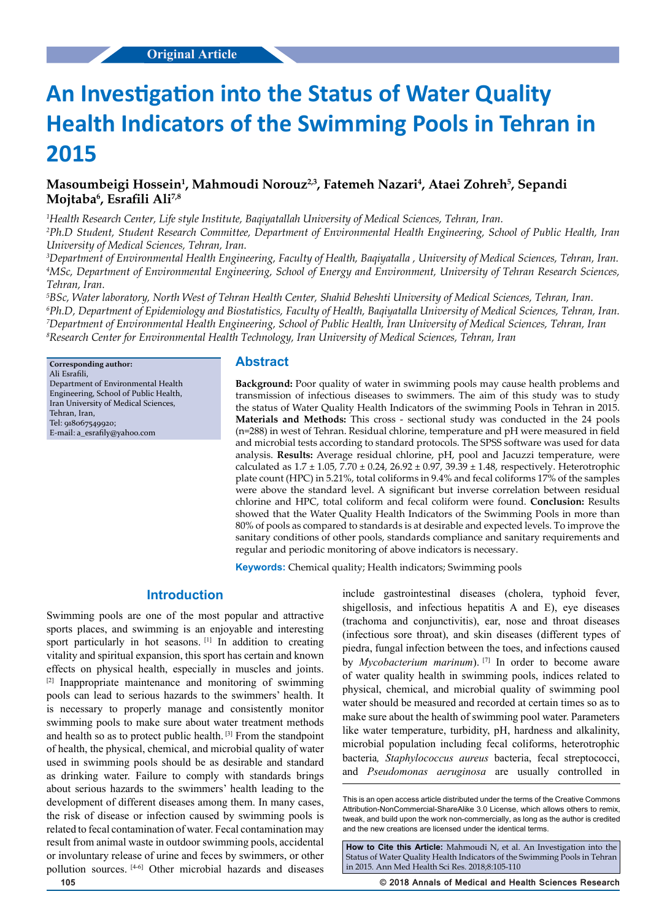Original Article

# An Investigation into the Status of Water Quality Health Indicators of the Swimming Pools in Tehran in 2015

**Masoumbeigi Hossein[1], Mahmoudi Norouz[2,3], Fatemeh Nazari[4], Ataei Zohreh[5], Sepandi Mojtaba[6], Esrafili Ali[7,8]**

*[1]Health Research Center, Life style Institute, Baqiyatallah University of Medical Sciences, Tehran, Iran.*
*[2]Ph.D Student, Student Research Committee, Department of Environmental Health Engineering, School of Public Health, Iran University of Medical Sciences, Tehran, Iran.*
*[3]Department of Environmental Health Engineering, Faculty of Health, Baqiyatalla , University of Medical Sciences, Tehran, Iran.*
*[4]MSc, Department of Environmental Engineering, School of Energy and Environment, University of Tehran Research Sciences, Tehran, Iran.*
*[5]BSc, Water laboratory, North West of Tehran Health Center, Shahid Beheshti University of Medical Sciences, Tehran, Iran.*
*[6]Ph.D, Department of Epidemiology and Biostatistics, Faculty of Health, Baqiyatalla University of Medical Sciences, Tehran, Iran.*
*[7]Department of Environmental Health Engineering, School of Public Health, Iran University of Medical Sciences, Tehran, Iran*
*[8]Research Center for Environmental Health Technology, Iran University of Medical Sciences, Tehran, Iran*

**Corresponding author:**
Ali Esrafili,
Department of Environmental Health Engineering, School of Public Health, Iran University of Medical Sciences, Tehran, Iran,
Tel: 918067549920;
E-mail: a_esrafily@yahoo.com

## Abstract

**Background:** Poor quality of water in swimming pools may cause health problems and transmission of infectious diseases to swimmers. The aim of this study was to study the status of Water Quality Health Indicators of the swimming Pools in Tehran in 2015. **Materials and Methods:** This cross - sectional study was conducted in the 24 pools (n=288) in west of Tehran. Residual chlorine, temperature and pH were measured in field and microbial tests according to standard protocols. The SPSS software was used for data analysis. **Results:** Average residual chlorine, pH, pool and Jacuzzi temperature, were calculated as 1.7 ± 1.05, 7.70 ± 0.24, 26.92 ± 0.97, 39.39 ± 1.48, respectively. Heterotrophic plate count (HPC) in 5.21%, total coliforms in 9.4% and fecal coliforms 17% of the samples were above the standard level. A significant but inverse correlation between residual chlorine and HPC, total coliform and fecal coliform were found. **Conclusion:** Results showed that the Water Quality Health Indicators of the Swimming Pools in more than 80% of pools as compared to standards is at desirable and expected levels. To improve the sanitary conditions of other pools, standards compliance and sanitary requirements and regular and periodic monitoring of above indicators is necessary.

**Keywords:** Chemical quality; Health indicators; Swimming pools

## Introduction

Swimming pools are one of the most popular and attractive sports places, and swimming is an enjoyable and interesting sport particularly in hot seasons. [1] In addition to creating vitality and spiritual expansion, this sport has certain and known effects on physical health, especially in muscles and joints. [2] Inappropriate maintenance and monitoring of swimming pools can lead to serious hazards to the swimmers' health. It is necessary to properly manage and consistently monitor swimming pools to make sure about water treatment methods and health so as to protect public health. [3] From the standpoint of health, the physical, chemical, and microbial quality of water used in swimming pools should be as desirable and standard as drinking water. Failure to comply with standards brings about serious hazards to the swimmers' health leading to the development of different diseases among them. In many cases, the risk of disease or infection caused by swimming pools is related to fecal contamination of water. Fecal contamination may result from animal waste in outdoor swimming pools, accidental or involuntary release of urine and feces by swimmers, or other pollution sources. [4-6] Other microbial hazards and diseases include gastrointestinal diseases (cholera, typhoid fever, shigellosis, and infectious hepatitis A and E), eye diseases (trachoma and conjunctivitis), ear, nose and throat diseases (infectious sore throat), and skin diseases (different types of piedra, fungal infection between the toes, and infections caused by *Mycobacterium marinum*). [7] In order to become aware of water quality health in swimming pools, indices related to physical, chemical, and microbial quality of swimming pool water should be measured and recorded at certain times so as to make sure about the health of swimming pool water. Parameters like water temperature, turbidity, pH, hardness and alkalinity, microbial population including fecal coliforms, heterotrophic bacteria, *Staphylococcus aureus* bacteria, fecal streptococci, and *Pseudomonas aeruginosa* are usually controlled in

This is an open access article distributed under the terms of the Creative Commons Attribution-NonCommercial-ShareAlike 3.0 License, which allows others to remix, tweak, and build upon the work non-commercially, as long as the author is credited and the new creations are licensed under the identical terms.

**How to Cite this Article:** Mahmoudi N, et al. An Investigation into the Status of Water Quality Health Indicators of the Swimming Pools in Tehran in 2015. Ann Med Health Sci Res. 2018;8:105-110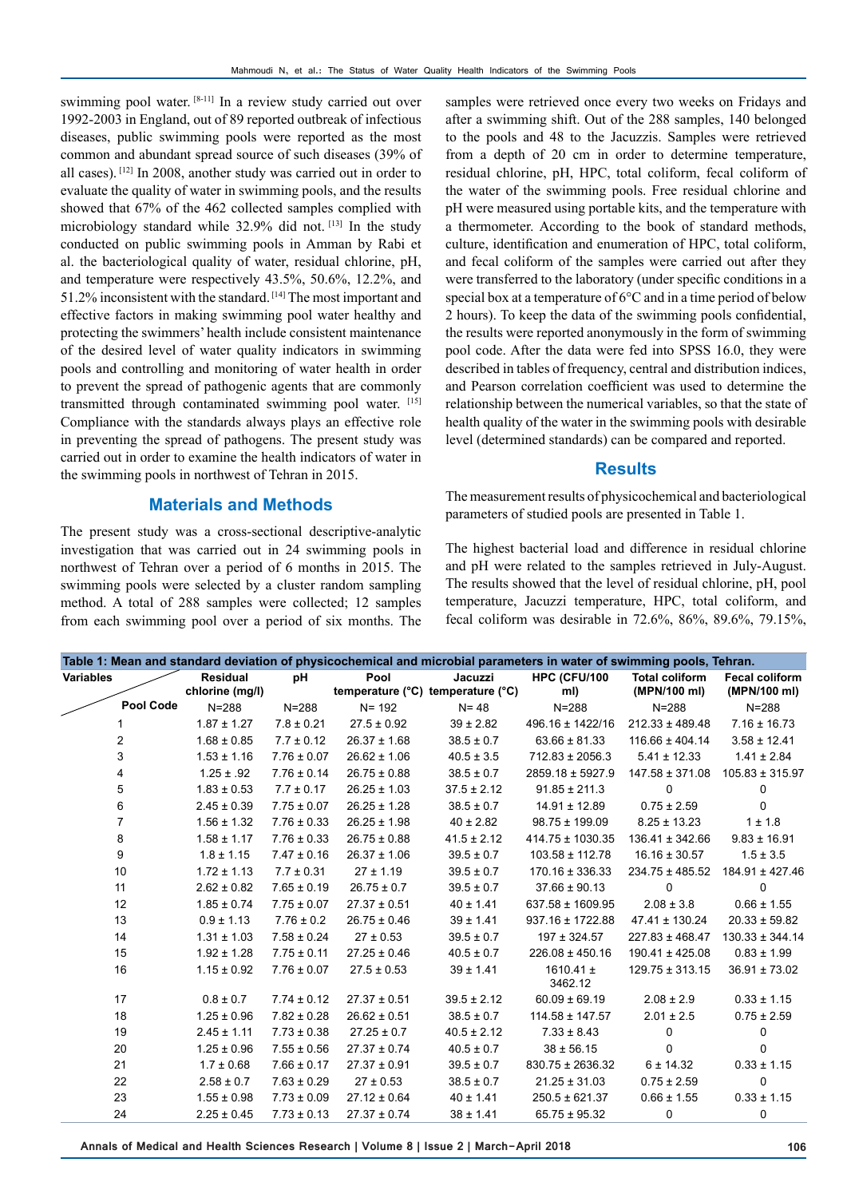swimming pool water.[8-11] In a review study carried out over 1992-2003 in England, out of 89 reported outbreak of infectious diseases, public swimming pools were reported as the most common and abundant spread source of such diseases (39% of all cases).[12] In 2008, another study was carried out in order to evaluate the quality of water in swimming pools, and the results showed that 67% of the 462 collected samples complied with microbiology standard while 32.9% did not.[13] In the study conducted on public swimming pools in Amman by Rabi et al. the bacteriological quality of water, residual chlorine, pH, and temperature were respectively 43.5%, 50.6%, 12.2%, and 51.2% inconsistent with the standard.[14] The most important and effective factors in making swimming pool water healthy and protecting the swimmers' health include consistent maintenance of the desired level of water quality indicators in swimming pools and controlling and monitoring of water health in order to prevent the spread of pathogenic agents that are commonly transmitted through contaminated swimming pool water.[15] Compliance with the standards always plays an effective role in preventing the spread of pathogens. The present study was carried out in order to examine the health indicators of water in the swimming pools in northwest of Tehran in 2015.

## Materials and Methods

The present study was a cross-sectional descriptive-analytic investigation that was carried out in 24 swimming pools in northwest of Tehran over a period of 6 months in 2015. The swimming pools were selected by a cluster random sampling method. A total of 288 samples were collected; 12 samples from each swimming pool over a period of six months. The samples were retrieved once every two weeks on Fridays and after a swimming shift. Out of the 288 samples, 140 belonged to the pools and 48 to the Jacuzzis. Samples were retrieved from a depth of 20 cm in order to determine temperature, residual chlorine, pH, HPC, total coliform, fecal coliform of the water of the swimming pools. Free residual chlorine and pH were measured using portable kits, and the temperature with a thermometer. According to the book of standard methods, culture, identification and enumeration of HPC, total coliform, and fecal coliform of the samples were carried out after they were transferred to the laboratory (under specific conditions in a special box at a temperature of 6°C and in a time period of below 2 hours). To keep the data of the swimming pools confidential, the results were reported anonymously in the form of swimming pool code. After the data were fed into SPSS 16.0, they were described in tables of frequency, central and distribution indices, and Pearson correlation coefficient was used to determine the relationship between the numerical variables, so that the state of health quality of the water in the swimming pools with desirable level (determined standards) can be compared and reported.

## Results

The measurement results of physicochemical and bacteriological parameters of studied pools are presented in Table 1.

The highest bacterial load and difference in residual chlorine and pH were related to the samples retrieved in July-August. The results showed that the level of residual chlorine, pH, pool temperature, Jacuzzi temperature, HPC, total coliform, and fecal coliform was desirable in 72.6%, 86%, 89.6%, 79.15%,

**Table 1: Mean and standard deviation of physicochemical and microbial parameters in water of swimming pools, Tehran.**

| Variables / Pool Code | Residual chlorine (mg/l) | pH | Pool temperature (°C) | Jacuzzi temperature (°C) | HPC (CFU/100 ml) | Total coliform (MPN/100 ml) | Fecal coliform (MPN/100 ml) |
|---|---|---|---|---|---|---|---|
| | N=288 | N=288 | N= 192 | N= 48 | N=288 | N=288 | N=288 |
| 1 | 1.87 ± 1.27 | 7.8 ± 0.21 | 27.5 ± 0.92 | 39 ± 2.82 | 496.16 ± 1422/16 | 212.33 ± 489.48 | 7.16 ± 16.73 |
| 2 | 1.68 ± 0.85 | 7.7 ± 0.12 | 26.37 ± 1.68 | 38.5 ± 0.7 | 63.66 ± 81.33 | 116.66 ± 404.14 | 3.58 ± 12.41 |
| 3 | 1.53 ± 1.16 | 7.76 ± 0.07 | 26.62 ± 1.06 | 40.5 ± 3.5 | 712.83 ± 2056.3 | 5.41 ± 12.33 | 1.41 ± 2.84 |
| 4 | 1.25 ± .92 | 7.76 ± 0.14 | 26.75 ± 0.88 | 38.5 ± 0.7 | 2859.18 ± 5927.9 | 147.58 ± 371.08 | 105.83 ± 315.97 |
| 5 | 1.83 ± 0.53 | 7.7 ± 0.17 | 26.25 ± 1.03 | 37.5 ± 2.12 | 91.85 ± 211.3 | 0 | 0 |
| 6 | 2.45 ± 0.39 | 7.75 ± 0.07 | 26.25 ± 1.28 | 38.5 ± 0.7 | 14.91 ± 12.89 | 0.75 ± 2.59 | 0 |
| 7 | 1.56 ± 1.32 | 7.76 ± 0.33 | 26.25 ± 1.98 | 40 ± 2.82 | 98.75 ± 199.09 | 8.25 ± 13.23 | 1 ± 1.8 |
| 8 | 1.58 ± 1.17 | 7.76 ± 0.33 | 26.75 ± 0.88 | 41.5 ± 2.12 | 414.75 ± 1030.35 | 136.41 ± 342.66 | 9.83 ± 16.91 |
| 9 | 1.8 ± 1.15 | 7.47 ± 0.16 | 26.37 ± 1.06 | 39.5 ± 0.7 | 103.58 ± 112.78 | 16.16 ± 30.57 | 1.5 ± 3.5 |
| 10 | 1.72 ± 1.13 | 7.7 ± 0.31 | 27 ± 1.19 | 39.5 ± 0.7 | 170.16 ± 336.33 | 234.75 ± 485.52 | 184.91 ± 427.46 |
| 11 | 2.62 ± 0.82 | 7.65 ± 0.19 | 26.75 ± 0.7 | 39.5 ± 0.7 | 37.66 ± 90.13 | 0 | 0 |
| 12 | 1.85 ± 0.74 | 7.75 ± 0.07 | 27.37 ± 0.51 | 40 ± 1.41 | 637.58 ± 1609.95 | 2.08 ± 3.8 | 0.66 ± 1.55 |
| 13 | 0.9 ± 1.13 | 7.76 ± 0.2 | 26.75 ± 0.46 | 39 ± 1.41 | 937.16 ± 1722.88 | 47.41 ± 130.24 | 20.33 ± 59.82 |
| 14 | 1.31 ± 1.03 | 7.58 ± 0.24 | 27 ± 0.53 | 39.5 ± 0.7 | 197 ± 324.57 | 227.83 ± 468.47 | 130.33 ± 344.14 |
| 15 | 1.92 ± 1.28 | 7.75 ± 0.11 | 27.25 ± 0.46 | 40.5 ± 0.7 | 226.08 ± 450.16 | 190.41 ± 425.08 | 0.83 ± 1.99 |
| 16 | 1.15 ± 0.92 | 7.76 ± 0.07 | 27.5 ± 0.53 | 39 ± 1.41 | 1610.41 ± 3462.12 | 129.75 ± 313.15 | 36.91 ± 73.02 |
| 17 | 0.8 ± 0.7 | 7.74 ± 0.12 | 27.37 ± 0.51 | 39.5 ± 2.12 | 60.09 ± 69.19 | 2.08 ± 2.9 | 0.33 ± 1.15 |
| 18 | 1.25 ± 0.96 | 7.82 ± 0.28 | 26.62 ± 0.51 | 38.5 ± 0.7 | 114.58 ± 147.57 | 2.01 ± 2.5 | 0.75 ± 2.59 |
| 19 | 2.45 ± 1.11 | 7.73 ± 0.38 | 27.25 ± 0.7 | 40.5 ± 2.12 | 7.33 ± 8.43 | 0 | 0 |
| 20 | 1.25 ± 0.96 | 7.55 ± 0.56 | 27.37 ± 0.74 | 40.5 ± 0.7 | 38 ± 56.15 | 0 | 0 |
| 21 | 1.7 ± 0.68 | 7.66 ± 0.17 | 27.37 ± 0.91 | 39.5 ± 0.7 | 830.75 ± 2636.32 | 6 ± 14.32 | 0.33 ± 1.15 |
| 22 | 2.58 ± 0.7 | 7.63 ± 0.29 | 27 ± 0.53 | 38.5 ± 0.7 | 21.25 ± 31.03 | 0.75 ± 2.59 | 0 |
| 23 | 1.55 ± 0.98 | 7.73 ± 0.09 | 27.12 ± 0.64 | 40 ± 1.41 | 250.5 ± 621.37 | 0.66 ± 1.55 | 0.33 ± 1.15 |
| 24 | 2.25 ± 0.45 | 7.73 ± 0.13 | 27.37 ± 0.74 | 38 ± 1.41 | 65.75 ± 95.32 | 0 | 0 |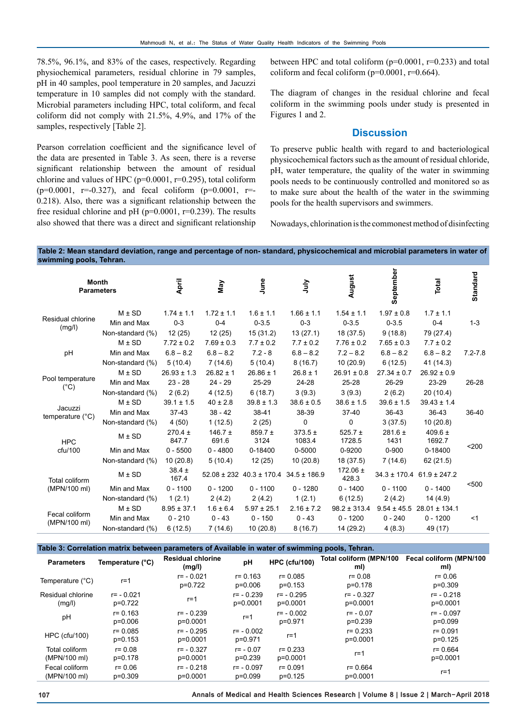78.5%, 96.1%, and 83% of the cases, respectively. Regarding physiochemical parameters, residual chlorine in 79 samples, pH in 40 samples, pool temperature in 20 samples, and Jacuzzi temperature in 10 samples did not comply with the standard. Microbial parameters including HPC, total coliform, and fecal coliform did not comply with 21.5%, 4.9%, and 17% of the samples, respectively [Table 2].

Pearson correlation coefficient and the significance level of the data are presented in Table 3. As seen, there is a reverse significant relationship between the amount of residual chlorine and values of HPC (p=0.0001, r=0.295), total coliform (p=0.0001, r=-0.327), and fecal coliform (p=0.0001, r=-0.218). Also, there was a significant relationship between the free residual chlorine and pH (p=0.0001, r=0.239). The results also showed that there was a direct and significant relationship between HPC and total coliform (p=0.0001, r=0.233) and total coliform and fecal coliform (p=0.0001, r=0.664).

The diagram of changes in the residual chlorine and fecal coliform in the swimming pools under study is presented in Figures 1 and 2.

## Discussion

To preserve public health with regard to and bacteriological physicochemical factors such as the amount of residual chloride, pH, water temperature, the quality of the water in swimming pools needs to be continuously controlled and monitored so as to make sure about the health of the water in the swimming pools for the health supervisors and swimmers.

Nowadays, chlorination is the commonest method of disinfecting

**Table 2: Mean standard deviation, range and percentage of non- standard, physicochemical and microbial parameters in water of swimming pools, Tehran.**

| Parameters | Month | April | May | June | July | August | September | Total | Standard |
|---|---|---|---|---|---|---|---|---|---|
| Residual chlorine (mg/l) | M ± SD | 1.74 ± 1.1 | 1.72 ± 1.1 | 1.6 ± 1.1 | 1.66 ± 1.1 | 1.54 ± 1.1 | 1.97 ± 0.8 | 1.7 ± 1.1 | 1-3 |
| | Min and Max | 0-3 | 0-4 | 0-3.5 | 0-3 | 0-3.5 | 0-3.5 | 0-4 | |
| | Non-standard (%) | 12 (25) | 12 (25) | 15 (31.2) | 13 (27.1) | 18 (37.5) | 9 (18.8) | 79 (27.4) | |
| pH | M ± SD | 7.72 ± 0.2 | 7.69 ± 0.3 | 7.7 ± 0.2 | 7.7 ± 0.2 | 7.76 ± 0.2 | 7.65 ± 0.3 | 7.7 ± 0.2 | 7.2-7.8 |
| | Min and Max | 6.8 – 8.2 | 6.8 – 8.2 | 7.2 - 8 | 6.8 – 8.2 | 7.2 – 8.2 | 6.8 – 8.2 | 6.8 – 8.2 | |
| | Non-standard (%) | 5 (10.4) | 7 (14.6) | 5 (10.4) | 8 (16.7) | 10 (20.9) | 6 (12.5) | 41 (14.3) | |
| Pool temperature (°C) | M ± SD | 26.93 ± 1.3 | 26.82 ± 1 | 26.86 ± 1 | 26.8 ± 1 | 26.91 ± 0.8 | 27.34 ± 0.7 | 26.92 ± 0.9 | 26-28 |
| | Min and Max | 23 - 28 | 24 - 29 | 25-29 | 24-28 | 25-28 | 26-29 | 23-29 | |
| | Non-standard (%) | 2 (6.2) | 4 (12.5) | 6 (18.7) | 3 (9.3) | 3 (9.3) | 2 (6.2) | 20 (10.4) | |
| Jacuzzi temperature (°C) | M ± SD | 39.1 ± 1.5 | 40 ± 2.8 | 39.8 ± 1.3 | 38.6 ± 0.5 | 38.6 ± 1.5 | 39.6 ± 1.5 | 39.43 ± 1.4 | 36-40 |
| | Min and Max | 37-43 | 38 - 42 | 38-41 | 38-39 | 37-40 | 36-43 | 36-43 | |
| | Non-standard (%) | 4 (50) | 1 (12.5) | 2 (25) | 0 | 0 | 3 (37.5) | 10 (20.8) | |
| HPC cfu/100 | M ± SD | 270.4 ± 847.7 | 146.7 ± 691.6 | 859.7 ± 3124 | 373.5 ± 1083.4 | 525.7 ± 1728.5 | 281.6 ± 1431 | 409.6 ± 1692.7 | <200 |
| | Min and Max | 0 - 5500 | 0 - 4800 | 0-18400 | 0-5000 | 0-9200 | 0-900 | 0-18400 | |
| | Non-standard (%) | 10 (20.8) | 5 (10.4) | 12 (25) | 10 (20.8) | 18 (37.5) | 7 (14.6) | 62 (21.5) | |
| Total coliform (MPN/100 ml) | M ± SD | 38.4 ± 167.4 | 52.08 ± 232 | 40.3 ± 170.4 | 34.5 ± 186.9 | 172.06 ± 428.3 | 34.3 ± 170.4 | 61.9 ± 247.2 | <500 |
| | Min and Max | 0 - 1100 | 0 - 1200 | 0 - 1100 | 0 - 1280 | 0 - 1400 | 0 - 1100 | 0 - 1400 | |
| | Non-standard (%) | 1 (2.1) | 2 (4.2) | 2 (4.2) | 1 (2.1) | 6 (12.5) | 2 (4.2) | 14 (4.9) | |
| Fecal coliform (MPN/100 ml) | M ± SD | 8.95 ± 37.1 | 1.6 ± 6.4 | 5.97 ± 25.1 | 2.16 ± 7.2 | 98.2 ± 313.4 | 9.54 ± 45.5 | 28.01 ± 134.1 | <1 |
| | Min and Max | 0 - 210 | 0 - 43 | 0 - 150 | 0 - 43 | 0 - 1200 | 0 - 240 | 0 - 1200 | |
| | Non-standard (%) | 6 (12.5) | 7 (14.6) | 10 (20.8) | 8 (16.7) | 14 (29.2) | 4 (8.3) | 49 (17) | |

**Table 3: Correlation matrix between parameters of Available in water of swimming pools, Tehran.**

| Parameters | Temperature (°C) | Residual chlorine (mg/l) | pH | HPC (cfu/100) | Total coliform (MPN/100 ml) | Fecal coliform (MPN/100 ml) |
|---|---|---|---|---|---|---|
| Temperature (°C) | r=1 | r= - 0.021 p=0.722 | r= 0.163 p=0.006 | r= 0.085 p=0.153 | r= 0.08 p=0.178 | r= 0.06 p=0.309 |
| Residual chlorine (mg/l) | r= - 0.021 p=0.722 | r=1 | r= - 0.239 p=0.0001 | r= - 0.295 p=0.0001 | r= - 0.327 p=0.0001 | r= - 0.218 p=0.0001 |
| pH | r= 0.163 p=0.006 | r= - 0.239 p=0.0001 | r=1 | r= - 0.002 p=0.971 | r= - 0.07 p=0.239 | r= - 0.097 p=0.099 |
| HPC (cfu/100) | r= 0.085 p=0.153 | r= - 0.295 p=0.0001 | r= - 0.002 p=0.971 | r=1 | r= 0.233 p=0.0001 | r= 0.091 p=0.125 |
| Total coliform (MPN/100 ml) | r= 0.08 p=0.178 | r= - 0.327 p=0.0001 | r= - 0.07 p=0.239 | r= 0.233 p=0.0001 | r=1 | r= 0.664 p=0.0001 |
| Fecal coliform (MPN/100 ml) | r= 0.06 p=0.309 | r= - 0.218 p=0.0001 | r= - 0.097 p=0.099 | r= 0.091 p=0.125 | r= 0.664 p=0.0001 | r=1 |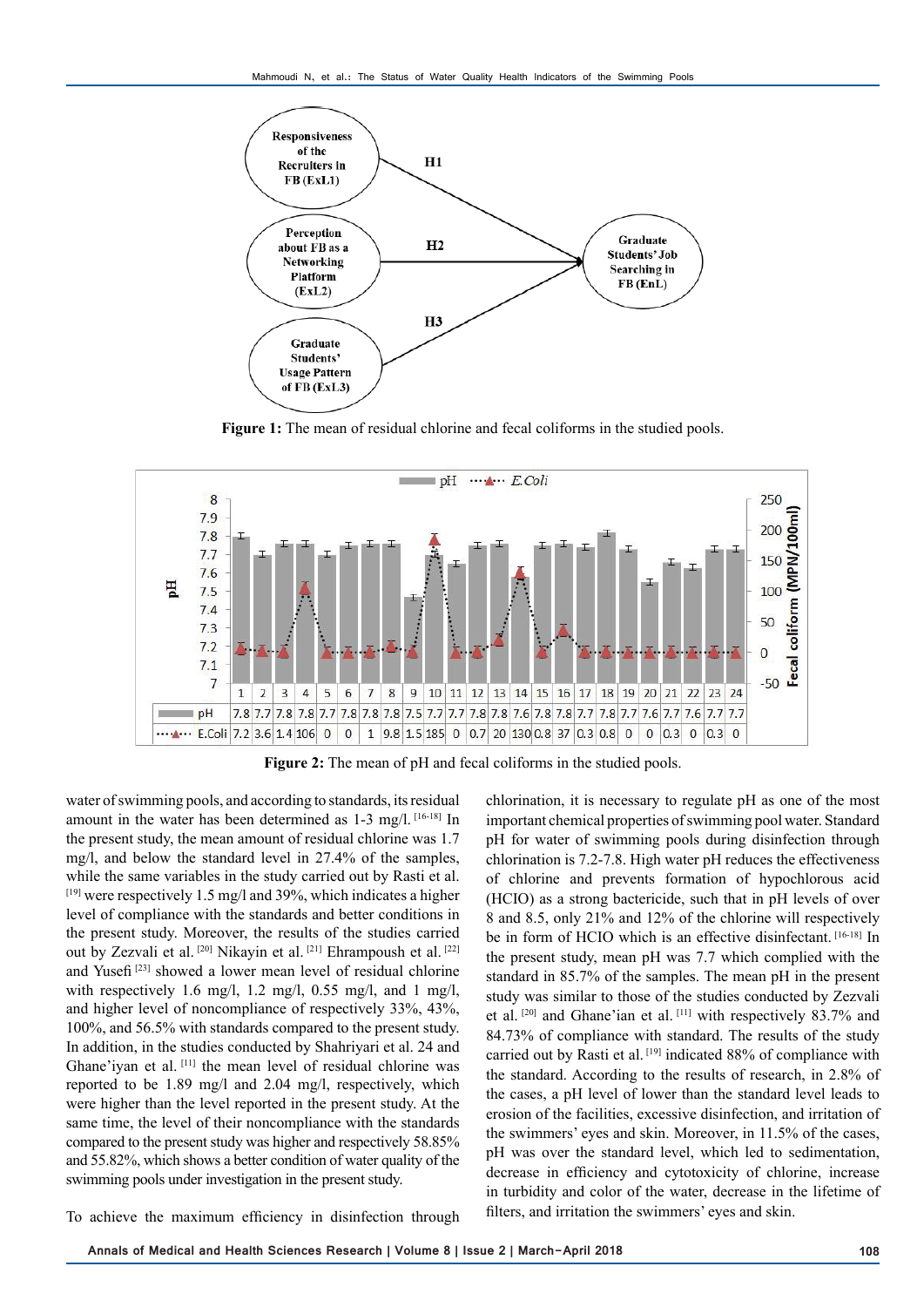**Figure 1:** The mean of residual chlorine and fecal coliforms in the studied pools.

| | 1 | 2 | 3 | 4 | 5 | 6 | 7 | 8 | 9 | 10 | 11 | 12 | 13 | 14 | 15 | 16 | 17 | 18 | 19 | 20 | 21 | 22 | 23 | 24 |
|---|---|---|---|---|---|---|---|---|---|---|---|---|---|---|---|---|---|---|---|---|---|---|---|---|
| pH | 7.8 | 7.7 | 7.8 | 7.8 | 7.7 | 7.8 | 7.8 | 7.8 | 7.5 | 7.7 | 7.7 | 7.8 | 7.8 | 7.6 | 7.8 | 7.8 | 7.7 | 7.8 | 7.7 | 7.6 | 7.7 | 7.6 | 7.7 | 7.7 |
| E.Coli | 7.2 | 3.6 | 1.4 | 106 | 0 | 0 | 1 | 9.8 | 1.5 | 185 | 0 | 0.7 | 20 | 130 | 0.8 | 37 | 0.3 | 0.8 | 0 | 0 | 0.3 | 0 | 0.3 | 0 |

**Figure 2:** The mean of pH and fecal coliforms in the studied pools.

water of swimming pools, and according to standards, its residual amount in the water has been determined as 1-3 mg/l. [16-18] In the present study, the mean amount of residual chlorine was 1.7 mg/l, and below the standard level in 27.4% of the samples, while the same variables in the study carried out by Rasti et al. [19] were respectively 1.5 mg/l and 39%, which indicates a higher level of compliance with the standards and better conditions in the present study. Moreover, the results of the studies carried out by Zezvali et al. [20] Nikayin et al. [21] Ehrampoush et al. [22] and Yusefi [23] showed a lower mean level of residual chlorine with respectively 1.6 mg/l, 1.2 mg/l, 0.55 mg/l, and 1 mg/l, and higher level of noncompliance of respectively 33%, 43%, 100%, and 56.5% with standards compared to the present study. In addition, in the studies conducted by Shahriyari et al. 24 and Ghane'iyan et al. [11] the mean level of residual chlorine was reported to be 1.89 mg/l and 2.04 mg/l, respectively, which were higher than the level reported in the present study. At the same time, the level of their noncompliance with the standards compared to the present study was higher and respectively 58.85% and 55.82%, which shows a better condition of water quality of the swimming pools under investigation in the present study.

To achieve the maximum efficiency in disinfection through chlorination, it is necessary to regulate pH as one of the most important chemical properties of swimming pool water. Standard pH for water of swimming pools during disinfection through chlorination is 7.2-7.8. High water pH reduces the effectiveness of chlorine and prevents formation of hypochlorous acid (HClO) as a strong bactericide, such that in pH levels of over 8 and 8.5, only 21% and 12% of the chlorine will respectively be in form of HClO which is an effective disinfectant. [16-18] In the present study, mean pH was 7.7 which complied with the standard in 85.7% of the samples. The mean pH in the present study was similar to those of the studies conducted by Zezvali et al. [20] and Ghane'ian et al. [11] with respectively 83.7% and 84.73% of compliance with standard. The results of the study carried out by Rasti et al. [19] indicated 88% of compliance with the standard. According to the results of research, in 2.8% of the cases, a pH level of lower than the standard level leads to erosion of the facilities, excessive disinfection, and irritation of the swimmers' eyes and skin. Moreover, in 11.5% of the cases, pH was over the standard level, which led to sedimentation, decrease in efficiency and cytotoxicity of chlorine, increase in turbidity and color of the water, decrease in the lifetime of filters, and irritation the swimmers' eyes and skin.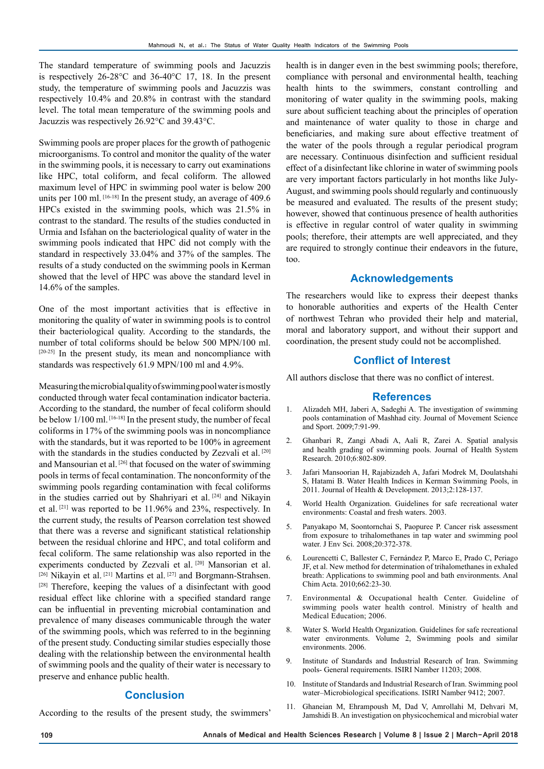The standard temperature of swimming pools and Jacuzzis is respectively 26-28°C and 36-40°C 17, 18. In the present study, the temperature of swimming pools and Jacuzzis was respectively 10.4% and 20.8% in contrast with the standard level. The total mean temperature of the swimming pools and Jacuzzis was respectively 26.92°C and 39.43°C.

Swimming pools are proper places for the growth of pathogenic microorganisms. To control and monitor the quality of the water in the swimming pools, it is necessary to carry out examinations like HPC, total coliform, and fecal coliform. The allowed maximum level of HPC in swimming pool water is below 200 units per 100 ml. [16-18] In the present study, an average of 409.6 HPCs existed in the swimming pools, which was 21.5% in contrast to the standard. The results of the studies conducted in Urmia and Isfahan on the bacteriological quality of water in the swimming pools indicated that HPC did not comply with the standard in respectively 33.04% and 37% of the samples. The results of a study conducted on the swimming pools in Kerman showed that the level of HPC was above the standard level in 14.6% of the samples.

One of the most important activities that is effective in monitoring the quality of water in swimming pools is to control their bacteriological quality. According to the standards, the number of total coliforms should be below 500 MPN/100 ml. [20-25] In the present study, its mean and noncompliance with standards was respectively 61.9 MPN/100 ml and 4.9%.

Measuring the microbial quality of swimming pool water is mostly conducted through water fecal contamination indicator bacteria. According to the standard, the number of fecal coliform should be below 1/100 ml. [16-18] In the present study, the number of fecal coliforms in 17% of the swimming pools was in noncompliance with the standards, but it was reported to be 100% in agreement with the standards in the studies conducted by Zezvali et al. [20] and Mansourian et al. [26] that focused on the water of swimming pools in terms of fecal contamination. The nonconformity of the swimming pools regarding contamination with fecal coliforms in the studies carried out by Shahriyari et al. [24] and Nikayin et al. [21] was reported to be 11.96% and 23%, respectively. In the current study, the results of Pearson correlation test showed that there was a reverse and significant statistical relationship between the residual chlorine and HPC, and total coliform and fecal coliform. The same relationship was also reported in the experiments conducted by Zezvali et al. [20] Mansorian et al. [26] Nikayin et al. [21] Martins et al. [27] and Borgmann-Strahsen. [28] Therefore, keeping the values of a disinfectant with good residual effect like chlorine with a specified standard range can be influential in preventing microbial contamination and prevalence of many diseases communicable through the water of the swimming pools, which was referred to in the beginning of the present study. Conducting similar studies especially those dealing with the relationship between the environmental health of swimming pools and the quality of their water is necessary to preserve and enhance public health.

## Conclusion

According to the results of the present study, the swimmers' health is in danger even in the best swimming pools; therefore, compliance with personal and environmental health, teaching health hints to the swimmers, constant controlling and monitoring of water quality in the swimming pools, making sure about sufficient teaching about the principles of operation and maintenance of water quality to those in charge and beneficiaries, and making sure about effective treatment of the water of the pools through a regular periodical program are necessary. Continuous disinfection and sufficient residual effect of a disinfectant like chlorine in water of swimming pools are very important factors particularly in hot months like July-August, and swimming pools should regularly and continuously be measured and evaluated. The results of the present study; however, showed that continuous presence of health authorities is effective in regular control of water quality in swimming pools; therefore, their attempts are well appreciated, and they are required to strongly continue their endeavors in the future, too.

## Acknowledgements

The researchers would like to express their deepest thanks to honorable authorities and experts of the Health Center of northwest Tehran who provided their help and material, moral and laboratory support, and without their support and coordination, the present study could not be accomplished.

## Conflict of Interest

All authors disclose that there was no conflict of interest.

## References

1. Alizadeh MH, Jaberi A, Sadeghi A. The investigation of swimming pools contamination of Mashhad city. Journal of Movement Science and Sport. 2009;7:91-99.
2. Ghanbari R, Zangi Abadi A, Aali R, Zarei A. Spatial analysis and health grading of swimming pools. Journal of Health System Research. 2010;6:802-809.
3. Jafari Mansoorian H, Rajabizadeh A, Jafari Modrek M, Doulatshahi S, Hatami B. Water Health Indices in Kerman Swimming Pools, in 2011. Journal of Health & Development. 2013;2:128-137.
4. World Health Organization. Guidelines for safe recreational water environments: Coastal and fresh waters. 2003.
5. Panyakapo M, Soontornchai S, Paopuree P. Cancer risk assessment from exposure to trihalomethanes in tap water and swimming pool water. J Env Sci. 2008;20:372-378.
6. Lourencetti C, Ballester C, Fernández P, Marco E, Prado C, Periago JF, et al. New method for determination of trihalomethanes in exhaled breath: Applications to swimming pool and bath environments. Anal Chim Acta. 2010;662:23-30.
7. Environmental & Occupational health Center. Guideline of swimming pools water health control. Ministry of health and Medical Education; 2006.
8. Water S. World Health Organization. Guidelines for safe recreational water environments. Volume 2, Swimming pools and similar environments. 2006.
9. Institute of Standards and Industrial Research of Iran. Swimming pools- General requirements. ISIRI Namber 11203; 2008.
10. Institute of Standards and Industrial Research of Iran. Swimming pool water–Microbiological specifications. ISIRI Namber 9412; 2007.
11. Ghaneian M, Ehrampoush M, Dad V, Amrollahi M, Dehvari M, Jamshidi B. An investigation on physicochemical and microbial water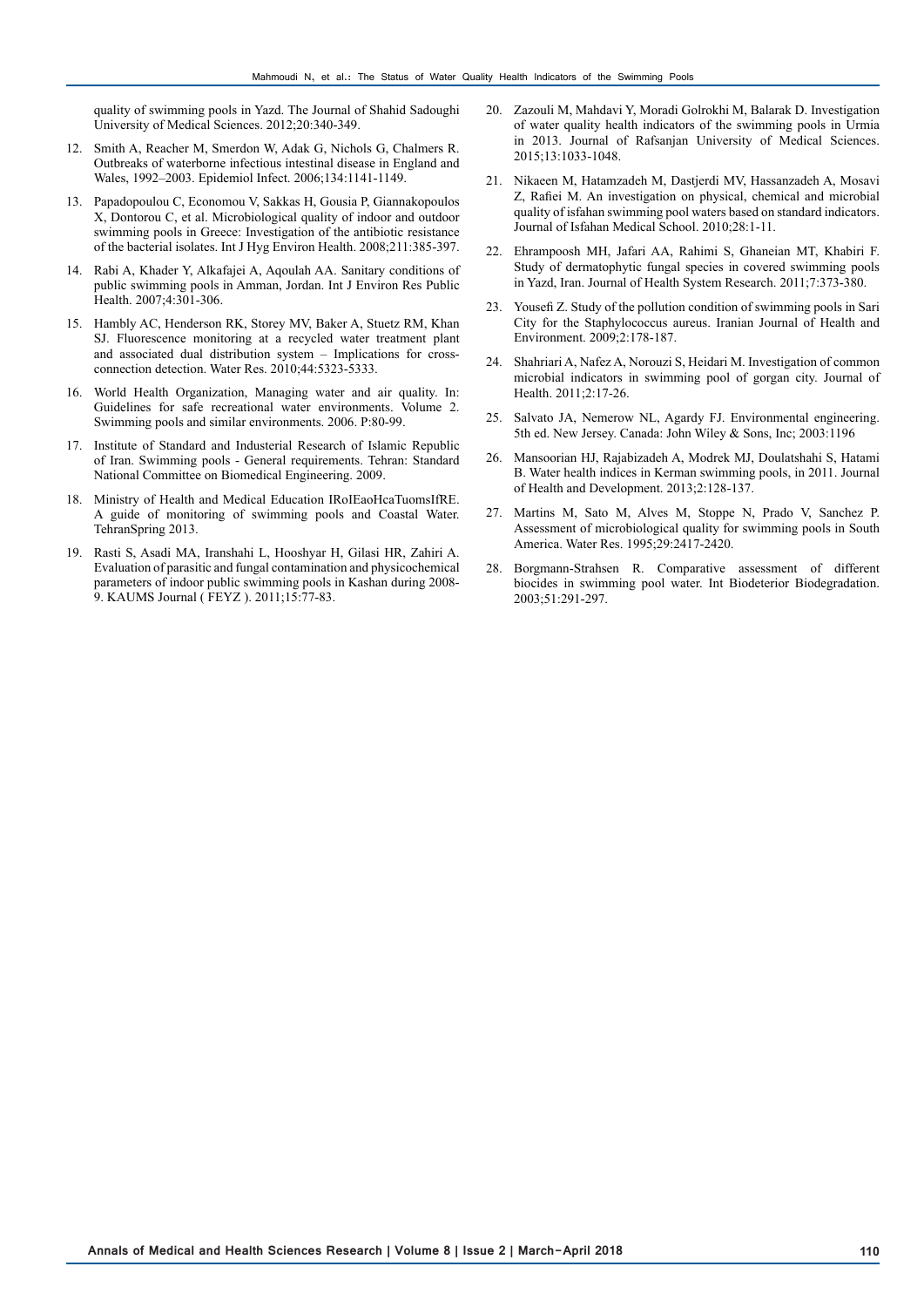quality of swimming pools in Yazd. The Journal of Shahid Sadoughi University of Medical Sciences. 2012;20:340-349.

12. Smith A, Reacher M, Smerdon W, Adak G, Nichols G, Chalmers R. Outbreaks of waterborne infectious intestinal disease in England and Wales, 1992–2003. Epidemiol Infect. 2006;134:1141-1149.
13. Papadopoulou C, Economou V, Sakkas H, Gousia P, Giannakopoulos X, Dontorou C, et al. Microbiological quality of indoor and outdoor swimming pools in Greece: Investigation of the antibiotic resistance of the bacterial isolates. Int J Hyg Environ Health. 2008;211:385-397.
14. Rabi A, Khader Y, Alkafajei A, Aqoulah AA. Sanitary conditions of public swimming pools in Amman, Jordan. Int J Environ Res Public Health. 2007;4:301-306.
15. Hambly AC, Henderson RK, Storey MV, Baker A, Stuetz RM, Khan SJ. Fluorescence monitoring at a recycled water treatment plant and associated dual distribution system – Implications for cross-connection detection. Water Res. 2010;44:5323-5333.
16. World Health Organization, Managing water and air quality. In: Guidelines for safe recreational water environments. Volume 2. Swimming pools and similar environments. 2006. P:80-99.
17. Institute of Standard and Industerial Research of Islamic Republic of Iran. Swimming pools - General requirements. Tehran: Standard National Committee on Biomedical Engineering. 2009.
18. Ministry of Health and Medical Education IRoIEaoHcaTuomsIfRE. A guide of monitoring of swimming pools and Coastal Water. TehranSpring 2013.
19. Rasti S, Asadi MA, Iranshahi L, Hooshyar H, Gilasi HR, Zahiri A. Evaluation of parasitic and fungal contamination and physicochemical parameters of indoor public swimming pools in Kashan during 2008-9. KAUMS Journal ( FEYZ ). 2011;15:77-83.
20. Zazouli M, Mahdavi Y, Moradi Golrokhi M, Balarak D. Investigation of water quality health indicators of the swimming pools in Urmia in 2013. Journal of Rafsanjan University of Medical Sciences. 2015;13:1033-1048.
21. Nikaeen M, Hatamzadeh M, Dastjerdi MV, Hassanzadeh A, Mosavi Z, Rafiei M. An investigation on physical, chemical and microbial quality of isfahan swimming pool waters based on standard indicators. Journal of Isfahan Medical School. 2010;28:1-11.
22. Ehrampoosh MH, Jafari AA, Rahimi S, Ghaneian MT, Khabiri F. Study of dermatophytic fungal species in covered swimming pools in Yazd, Iran. Journal of Health System Research. 2011;7:373-380.
23. Yousefi Z. Study of the pollution condition of swimming pools in Sari City for the Staphylococcus aureus. Iranian Journal of Health and Environment. 2009;2:178-187.
24. Shahriari A, Nafez A, Norouzi S, Heidari M. Investigation of common microbial indicators in swimming pool of gorgan city. Journal of Health. 2011;2:17-26.
25. Salvato JA, Nemerow NL, Agardy FJ. Environmental engineering. 5th ed. New Jersey. Canada: John Wiley & Sons, Inc; 2003:1196
26. Mansoorian HJ, Rajabizadeh A, Modrek MJ, Doulatshahi S, Hatami B. Water health indices in Kerman swimming pools, in 2011. Journal of Health and Development. 2013;2:128-137.
27. Martins M, Sato M, Alves M, Stoppe N, Prado V, Sanchez P. Assessment of microbiological quality for swimming pools in South America. Water Res. 1995;29:2417-2420.
28. Borgmann-Strahsen R. Comparative assessment of different biocides in swimming pool water. Int Biodeterior Biodegradation. 2003;51:291-297.